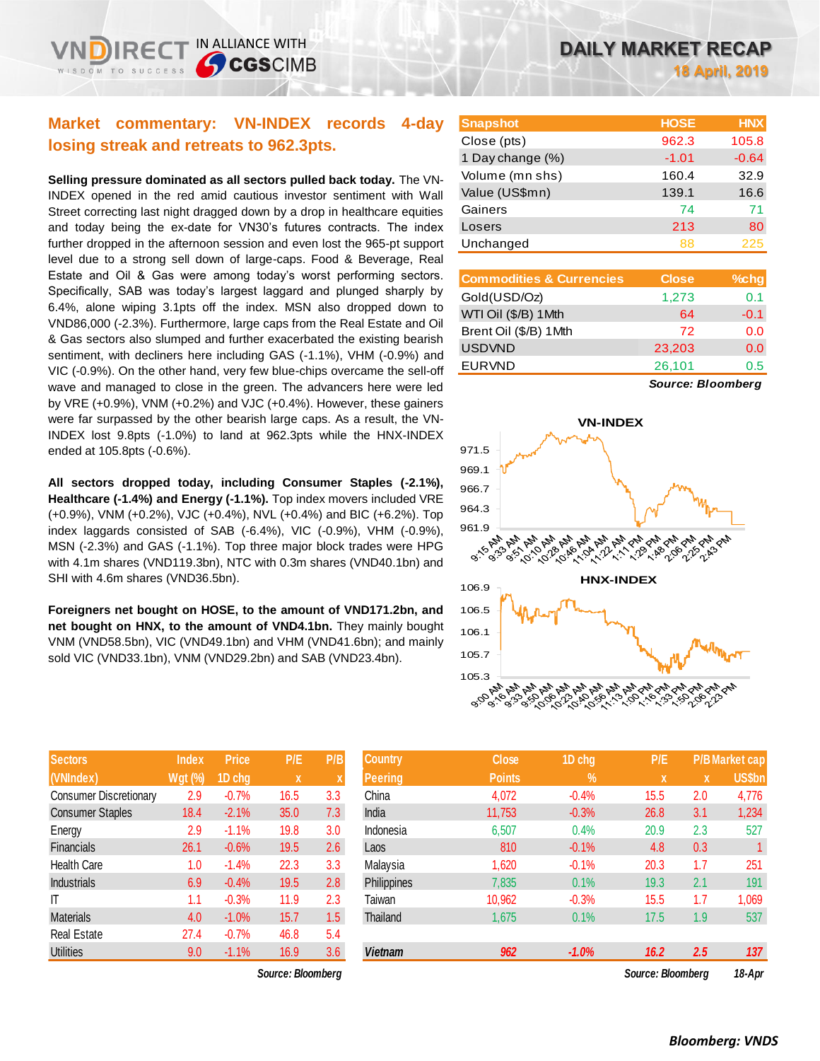# DAILY MARKET RECAP

18 April, 2019

## Market commentary: VN-INDEX records 4-day losing streak and retreats to 962.3pts.

**Selling pressure dominated as all sectors pulled back today.** The VN-INDEX opened in the red amid cautious investor sentiment with Wall Street correcting last night dragged down by a drop in healthcare equities and today being the ex-date for VN30's futures contracts. The index further dropped in the afternoon session and even lost the 965-pt support level due to a strong sell down of large-caps. Food & Beverage, Real Estate and Oil & Gas were among today's worst performing sectors. Specifically, SAB was today's largest laggard and plunged sharply by 6.4%, alone wiping 3.1pts off the index. MSN also dropped down to VND86,000 (-2.3%). Furthermore, large caps from the Real Estate and Oil & Gas sectors also slumped and further exacerbated the existing bearish sentiment, with decliners here including GAS (-1.1%), VHM (-0.9%) and VIC (-0.9%). On the other hand, very few blue-chips overcame the sell-off wave and managed to close in the green. The advancers here were led by VRE (+0.9%), VNM (+0.2%) and VJC (+0.4%). However, these gainers were far surpassed by the other bearish large caps. As a result, the VN-INDEX lost 9.8pts (-1.0%) to land at 962.3pts while the HNX-INDEX ended at 105.8pts (-0.6%).

**All sectors dropped today, including Consumer Staples (-2.1%), Healthcare (-1.4%) and Energy (-1.1%).** Top index movers included VRE (+0.9%), VNM (+0.2%), VJC (+0.4%), NVL (+0.4%) and BIC (+6.2%). Top index laggards consisted of SAB (-6.4%), VIC (-0.9%), VHM (-0.9%), MSN (-2.3%) and GAS (-1.1%). Top three major block trades were HPG with 4.1m shares (VND119.3bn), NTC with 0.3m shares (VND40.1bn) and SHI with 4.6m shares (VND36.5bn).

**Foreigners net bought on HOSE, to the amount of VND171.2bn, and net bought on HNX, to the amount of VND4.1bn.** They mainly bought VNM (VND58.5bn), VIC (VND49.1bn) and VHM (VND41.6bn); and mainly sold VIC (VND33.1bn), VNM (VND29.2bn) and SAB (VND23.4bn).

| Snapshot | HOSE | HNX |
|---|---|---|
| Close (pts) | 962.3 | 105.8 |
| 1 Day change (%) | -1.01 | -0.64 |
| Volume (mn shs) | 160.4 | 32.9 |
| Value (US$mn) | 139.1 | 16.6 |
| Gainers | 74 | 71 |
| Losers | 213 | 80 |
| Unchanged | 88 | 225 |

| Commodities & Currencies | Close | %chg |
|---|---|---|
| Gold(USD/Oz) | 1,273 | 0.1 |
| WTI Oil ($/B) 1Mth | 64 | -0.1 |
| Brent Oil ($/B) 1Mth | 72 | 0.0 |
| USDVND | 23,203 | 0.0 |
| EURVND | 26,101 | 0.5 |

*Source: Bloomberg*

| Sectors (VNIndex) | Index Wgt (%) | Price 1D chg | P/E x | P/B x |
|---|---|---|---|---|
| Consumer Discretionary | 2.9 | -0.7% | 16.5 | 3.3 |
| Consumer Staples | 18.4 | -2.1% | 35.0 | 7.3 |
| Energy | 2.9 | -1.1% | 19.8 | 3.0 |
| Financials | 26.1 | -0.6% | 19.5 | 2.6 |
| Health Care | 1.0 | -1.4% | 22.3 | 3.3 |
| Industrials | 6.9 | -0.4% | 19.5 | 2.8 |
| IT | 1.1 | -0.3% | 11.9 | 2.3 |
| Materials | 4.0 | -1.0% | 15.7 | 1.5 |
| Real Estate | 27.4 | -0.7% | 46.8 | 5.4 |
| Utilities | 9.0 | -1.1% | 16.9 | 3.6 |

*Source: Bloomberg*

| Country Peering | Close Points | 1D chg % | P/E x | P/B x | Market cap US$bn |
|---|---|---|---|---|---|
| China | 4,072 | -0.4% | 15.5 | 2.0 | 4,776 |
| India | 11,753 | -0.3% | 26.8 | 3.1 | 1,234 |
| Indonesia | 6,507 | 0.4% | 20.9 | 2.3 | 527 |
| Laos | 810 | -0.1% | 4.8 | 0.3 | 1 |
| Malaysia | 1,620 | -0.1% | 20.3 | 1.7 | 251 |
| Philippines | 7,835 | 0.1% | 19.3 | 2.1 | 191 |
| Taiwan | 10,962 | -0.3% | 15.5 | 1.7 | 1,069 |
| Thailand | 1,675 | 0.1% | 17.5 | 1.9 | 537 |
| ***Vietnam*** | ***962*** | ***-1.0%*** | ***16.2*** | ***2.5*** | ***137*** |

*Source: Bloomberg* *18-Apr*

*Bloomberg: VNDS*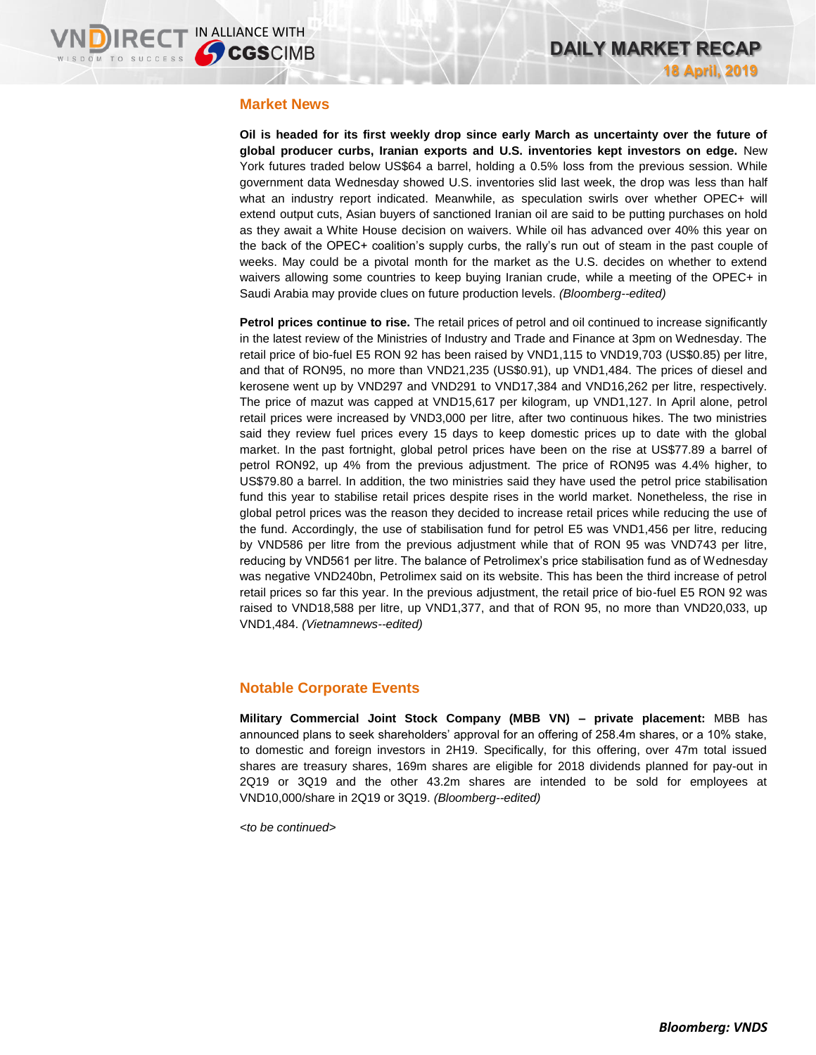## Market News

**Oil is headed for its first weekly drop since early March as uncertainty over the future of global producer curbs, Iranian exports and U.S. inventories kept investors on edge.** New York futures traded below US$64 a barrel, holding a 0.5% loss from the previous session. While government data Wednesday showed U.S. inventories slid last week, the drop was less than half what an industry report indicated. Meanwhile, as speculation swirls over whether OPEC+ will extend output cuts, Asian buyers of sanctioned Iranian oil are said to be putting purchases on hold as they await a White House decision on waivers. While oil has advanced over 40% this year on the back of the OPEC+ coalition's supply curbs, the rally's run out of steam in the past couple of weeks. May could be a pivotal month for the market as the U.S. decides on whether to extend waivers allowing some countries to keep buying Iranian crude, while a meeting of the OPEC+ in Saudi Arabia may provide clues on future production levels. *(Bloomberg--edited)*

**Petrol prices continue to rise.** The retail prices of petrol and oil continued to increase significantly in the latest review of the Ministries of Industry and Trade and Finance at 3pm on Wednesday. The retail price of bio-fuel E5 RON 92 has been raised by VND1,115 to VND19,703 (US$0.85) per litre, and that of RON95, no more than VND21,235 (US$0.91), up VND1,484. The prices of diesel and kerosene went up by VND297 and VND291 to VND17,384 and VND16,262 per litre, respectively. The price of mazut was capped at VND15,617 per kilogram, up VND1,127. In April alone, petrol retail prices were increased by VND3,000 per litre, after two continuous hikes. The two ministries said they review fuel prices every 15 days to keep domestic prices up to date with the global market. In the past fortnight, global petrol prices have been on the rise at US$77.89 a barrel of petrol RON92, up 4% from the previous adjustment. The price of RON95 was 4.4% higher, to US$79.80 a barrel. In addition, the two ministries said they have used the petrol price stabilisation fund this year to stabilise retail prices despite rises in the world market. Nonetheless, the rise in global petrol prices was the reason they decided to increase retail prices while reducing the use of the fund. Accordingly, the use of stabilisation fund for petrol E5 was VND1,456 per litre, reducing by VND586 per litre from the previous adjustment while that of RON 95 was VND743 per litre, reducing by VND561 per litre. The balance of Petrolimex's price stabilisation fund as of Wednesday was negative VND240bn, Petrolimex said on its website. This has been the third increase of petrol retail prices so far this year. In the previous adjustment, the retail price of bio-fuel E5 RON 92 was raised to VND18,588 per litre, up VND1,377, and that of RON 95, no more than VND20,033, up VND1,484. *(Vietnamnews--edited)*

## Notable Corporate Events

**Military Commercial Joint Stock Company (MBB VN) – private placement:** MBB has announced plans to seek shareholders' approval for an offering of 258.4m shares, or a 10% stake, to domestic and foreign investors in 2H19. Specifically, for this offering, over 47m total issued shares are treasury shares, 169m shares are eligible for 2018 dividends planned for pay-out in 2Q19 or 3Q19 and the other 43.2m shares are intended to be sold for employees at VND10,000/share in 2Q19 or 3Q19. *(Bloomberg--edited)*

*<to be continued>*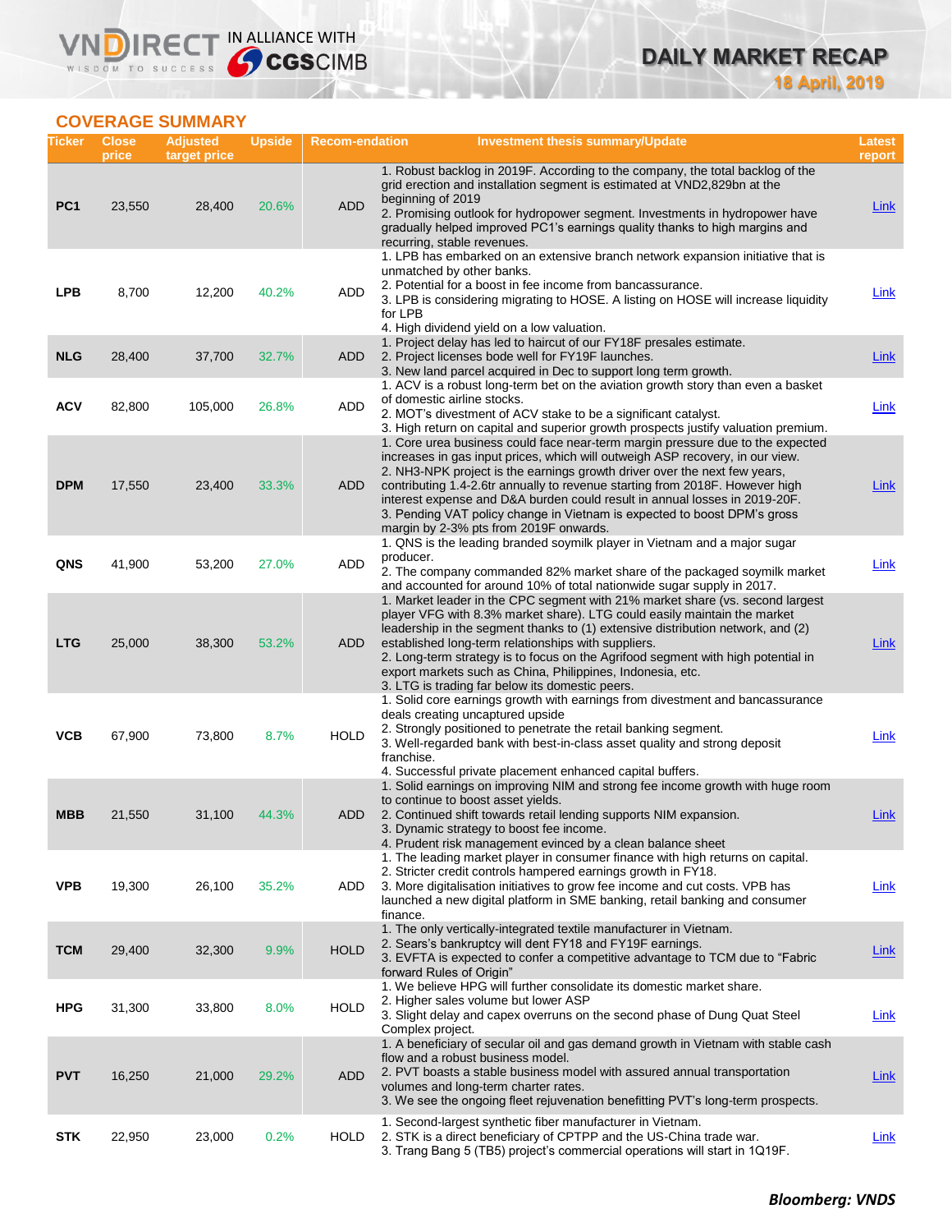# DAILY MARKET RECAP

18 April, 2019

## COVERAGE SUMMARY

| Ticker | Close price | Adjusted target price | Upside | Recom-endation | Investment thesis summary/Update | Latest report |
|---|---|---|---|---|---|---|
| PC1 | 23,550 | 28,400 | 20.6% | ADD | 1. Robust backlog in 2019F. According to the company, the total backlog of the grid erection and installation segment is estimated at VND2,829bn at the beginning of 2019<br>2. Promising outlook for hydropower segment. Investments in hydropower have gradually helped improved PC1's earnings quality thanks to high margins and recurring, stable revenues. | Link |
| LPB | 8,700 | 12,200 | 40.2% | ADD | 1. LPB has embarked on an extensive branch network expansion initiative that is unmatched by other banks.<br>2. Potential for a boost in fee income from bancassurance.<br>3. LPB is considering migrating to HOSE. A listing on HOSE will increase liquidity for LPB<br>4. High dividend yield on a low valuation. | Link |
| NLG | 28,400 | 37,700 | 32.7% | ADD | 1. Project delay has led to haircut of our FY18F presales estimate.<br>2. Project licenses bode well for FY19F launches.<br>3. New land parcel acquired in Dec to support long term growth. | Link |
| ACV | 82,800 | 105,000 | 26.8% | ADD | 1. ACV is a robust long-term bet on the aviation growth story than even a basket of domestic airline stocks.<br>2. MOT's divestment of ACV stake to be a significant catalyst.<br>3. High return on capital and superior growth prospects justify valuation premium. | Link |
| DPM | 17,550 | 23,400 | 33.3% | ADD | 1. Core urea business could face near-term margin pressure due to the expected increases in gas input prices, which will outweigh ASP recovery, in our view.<br>2. NH3-NPK project is the earnings growth driver over the next few years, contributing 1.4-2.6tr annually to revenue starting from 2018F. However high interest expense and D&A burden could result in annual losses in 2019-20F.<br>3. Pending VAT policy change in Vietnam is expected to boost DPM's gross margin by 2-3% pts from 2019F onwards. | Link |
| QNS | 41,900 | 53,200 | 27.0% | ADD | 1. QNS is the leading branded soymilk player in Vietnam and a major sugar producer.<br>2. The company commanded 82% market share of the packaged soymilk market and accounted for around 10% of total nationwide sugar supply in 2017. | Link |
| LTG | 25,000 | 38,300 | 53.2% | ADD | 1. Market leader in the CPC segment with 21% market share (vs. second largest player VFG with 8.3% market share). LTG could easily maintain the market leadership in the segment thanks to (1) extensive distribution network, and (2) established long-term relationships with suppliers.<br>2. Long-term strategy is to focus on the Agrifood segment with high potential in export markets such as China, Philippines, Indonesia, etc.<br>3. LTG is trading far below its domestic peers. | Link |
| VCB | 67,900 | 73,800 | 8.7% | HOLD | 1. Solid core earnings growth with earnings from divestment and bancassurance deals creating uncaptured upside<br>2. Strongly positioned to penetrate the retail banking segment.<br>3. Well-regarded bank with best-in-class asset quality and strong deposit franchise.<br>4. Successful private placement enhanced capital buffers. | Link |
| MBB | 21,550 | 31,100 | 44.3% | ADD | 1. Solid earnings on improving NIM and strong fee income growth with huge room to continue to boost asset yields.<br>2. Continued shift towards retail lending supports NIM expansion.<br>3. Dynamic strategy to boost fee income.<br>4. Prudent risk management evinced by a clean balance sheet | Link |
| VPB | 19,300 | 26,100 | 35.2% | ADD | 1. The leading market player in consumer finance with high returns on capital.<br>2. Stricter credit controls hampered earnings growth in FY18.<br>3. More digitalisation initiatives to grow fee income and cut costs. VPB has launched a new digital platform in SME banking, retail banking and consumer finance. | Link |
| TCM | 29,400 | 32,300 | 9.9% | HOLD | 1. The only vertically-integrated textile manufacturer in Vietnam.<br>2. Sears's bankruptcy will dent FY18 and FY19F earnings.<br>3. EVFTA is expected to confer a competitive advantage to TCM due to "Fabric forward Rules of Origin" | Link |
| HPG | 31,300 | 33,800 | 8.0% | HOLD | 1. We believe HPG will further consolidate its domestic market share.<br>2. Higher sales volume but lower ASP<br>3. Slight delay and capex overruns on the second phase of Dung Quat Steel Complex project. | Link |
| PVT | 16,250 | 21,000 | 29.2% | ADD | 1. A beneficiary of secular oil and gas demand growth in Vietnam with stable cash flow and a robust business model.<br>2. PVT boasts a stable business model with assured annual transportation volumes and long-term charter rates.<br>3. We see the ongoing fleet rejuvenation benefitting PVT's long-term prospects. | Link |
| STK | 22,950 | 23,000 | 0.2% | HOLD | 1. Second-largest synthetic fiber manufacturer in Vietnam.<br>2. STK is a direct beneficiary of CPTPP and the US-China trade war.<br>3. Trang Bang 5 (TB5) project's commercial operations will start in 1Q19F. | Link |

***Bloomberg: VNDS***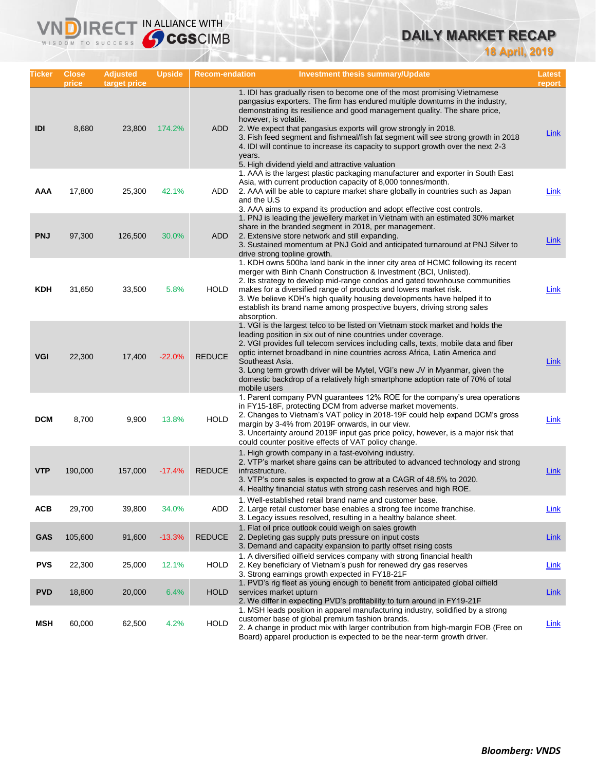# DAILY MARKET RECAP

**18 April, 2019**

| Ticker | Close price | Adjusted target price | Upside | Recom-endation | Investment thesis summary/Update | Latest report |
|---|---|---|---|---|---|---|
| IDI | 8,680 | 23,800 | 174.2% | ADD | 1. IDI has gradually risen to become one of the most promising Vietnamese pangasius exporters. The firm has endured multiple downturns in the industry, demonstrating its resilience and good management quality. The share price, however, is volatile.<br>2. We expect that pangasius exports will grow strongly in 2018.<br>3. Fish feed segment and fishmeal/fish fat segment will see strong growth in 2018<br>4. IDI will continue to increase its capacity to support growth over the next 2-3 years.<br>5. High dividend yield and attractive valuation | Link |
| AAA | 17,800 | 25,300 | 42.1% | ADD | 1. AAA is the largest plastic packaging manufacturer and exporter in South East Asia, with current production capacity of 8,000 tonnes/month.<br>2. AAA will be able to capture market share globally in countries such as Japan and the U.S<br>3. AAA aims to expand its production and adopt effective cost controls. | Link |
| PNJ | 97,300 | 126,500 | 30.0% | ADD | 1. PNJ is leading the jewellery market in Vietnam with an estimated 30% market share in the branded segment in 2018, per management.<br>2. Extensive store network and still expanding.<br>3. Sustained momentum at PNJ Gold and anticipated turnaround at PNJ Silver to drive strong topline growth. | Link |
| KDH | 31,650 | 33,500 | 5.8% | HOLD | 1. KDH owns 500ha land bank in the inner city area of HCMC following its recent merger with Binh Chanh Construction & Investment (BCI, Unlisted).<br>2. Its strategy to develop mid-range condos and gated townhouse communities makes for a diversified range of products and lowers market risk.<br>3. We believe KDH's high quality housing developments have helped it to establish its brand name among prospective buyers, driving strong sales absorption. | Link |
| VGI | 22,300 | 17,400 | -22.0% | REDUCE | 1. VGI is the largest telco to be listed on Vietnam stock market and holds the leading position in six out of nine countries under coverage.<br>2. VGI provides full telecom services including calls, texts, mobile data and fiber optic internet broadband in nine countries across Africa, Latin America and Southeast Asia.<br>3. Long term growth driver will be Mytel, VGI's new JV in Myanmar, given the domestic backdrop of a relatively high smartphone adoption rate of 70% of total mobile users | Link |
| DCM | 8,700 | 9,900 | 13.8% | HOLD | 1. Parent company PVN guarantees 12% ROE for the company's urea operations in FY15-18F, protecting DCM from adverse market movements.<br>2. Changes to Vietnam's VAT policy in 2018-19F could help expand DCM's gross margin by 3-4% from 2019F onwards, in our view.<br>3. Uncertainty around 2019F input gas price policy, however, is a major risk that could counter positive effects of VAT policy change. | Link |
| VTP | 190,000 | 157,000 | -17.4% | REDUCE | 1. High growth company in a fast-evolving industry.<br>2. VTP's market share gains can be attributed to advanced technology and strong infrastructure.<br>3. VTP's core sales is expected to grow at a CAGR of 48.5% to 2020.<br>4. Healthy financial status with strong cash reserves and high ROE. | Link |
| ACB | 29,700 | 39,800 | 34.0% | ADD | 1. Well-established retail brand name and customer base.<br>2. Large retail customer base enables a strong fee income franchise.<br>3. Legacy issues resolved, resulting in a healthy balance sheet. | Link |
| GAS | 105,600 | 91,600 | -13.3% | REDUCE | 1. Flat oil price outlook could weigh on sales growth<br>2. Depleting gas supply puts pressure on input costs<br>3. Demand and capacity expansion to partly offset rising costs | Link |
| PVS | 22,300 | 25,000 | 12.1% | HOLD | 1. A diversified oilfield services company with strong financial health<br>2. Key beneficiary of Vietnam's push for renewed dry gas reserves<br>3. Strong earnings growth expected in FY18-21F | Link |
| PVD | 18,800 | 20,000 | 6.4% | HOLD | 1. PVD's rig fleet as young enough to benefit from anticipated global oilfield services market upturn<br>2. We differ in expecting PVD's profitability to turn around in FY19-21F | Link |
| MSH | 60,000 | 62,500 | 4.2% | HOLD | 1. MSH leads position in apparel manufacturing industry, solidified by a strong customer base of global premium fashion brands.<br>2. A change in product mix with larger contribution from high-margin FOB (Free on Board) apparel production is expected to be the near-term growth driver. | Link |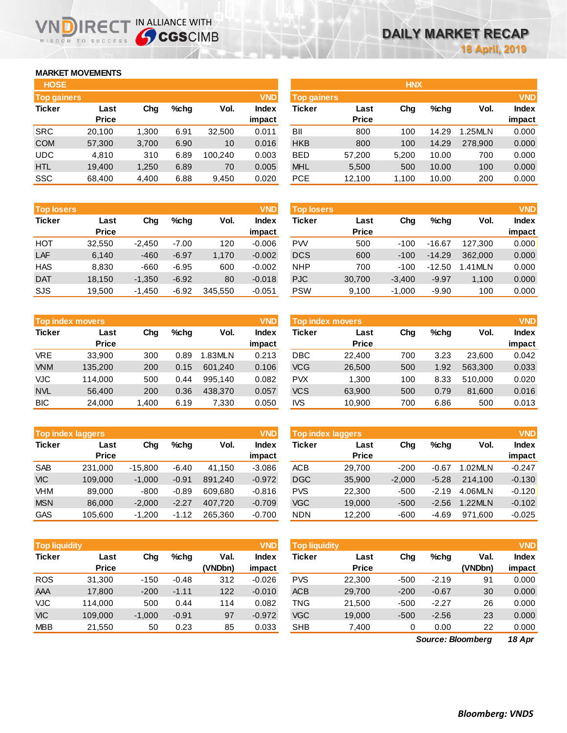# DAILY MARKET RECAP

18 April, 2019

## MARKET MOVEMENTS

### HOSE

**Top gainers** (VND)

| Ticker | Last Price | Chg | %chg | Vol. | Index impact |
|---|---|---|---|---|---|
| SRC | 20,100 | 1,300 | 6.91 | 32,500 | 0.011 |
| COM | 57,300 | 3,700 | 6.90 | 10 | 0.016 |
| UDC | 4,810 | 310 | 6.89 | 100,240 | 0.003 |
| HTL | 19,400 | 1,250 | 6.89 | 70 | 0.005 |
| SSC | 68,400 | 4,400 | 6.88 | 9,450 | 0.020 |

**Top losers** (VND)

| Ticker | Last Price | Chg | %chg | Vol. | Index impact |
|---|---|---|---|---|---|
| HOT | 32,550 | -2,450 | -7.00 | 120 | -0.006 |
| LAF | 6,140 | -460 | -6.97 | 1,170 | -0.002 |
| HAS | 8,830 | -660 | -6.95 | 600 | -0.002 |
| DAT | 18,150 | -1,350 | -6.92 | 80 | -0.018 |
| SJS | 19,500 | -1,450 | -6.92 | 345,550 | -0.051 |

**Top index movers** (VND)

| Ticker | Last Price | Chg | %chg | Vol. | Index impact |
|---|---|---|---|---|---|
| VRE | 33,900 | 300 | 0.89 | 1.83MLN | 0.213 |
| VNM | 135,200 | 200 | 0.15 | 601,240 | 0.106 |
| VJC | 114,000 | 500 | 0.44 | 995,140 | 0.082 |
| NVL | 56,400 | 200 | 0.36 | 438,370 | 0.057 |
| BIC | 24,000 | 1,400 | 6.19 | 7,330 | 0.050 |

**Top index laggers** (VND)

| Ticker | Last Price | Chg | %chg | Vol. | Index impact |
|---|---|---|---|---|---|
| SAB | 231,000 | -15,800 | -6.40 | 41,150 | -3.086 |
| VIC | 109,000 | -1,000 | -0.91 | 891,240 | -0.972 |
| VHM | 89,000 | -800 | -0.89 | 609,680 | -0.816 |
| MSN | 86,000 | -2,000 | -2.27 | 407,720 | -0.709 |
| GAS | 105,600 | -1,200 | -1.12 | 265,360 | -0.700 |

**Top liquidity** (VND)

| Ticker | Last Price | Chg | %chg | Val. (VNDbn) | Index impact |
|---|---|---|---|---|---|
| ROS | 31,300 | -150 | -0.48 | 312 | -0.026 |
| AAA | 17,800 | -200 | -1.11 | 122 | -0.010 |
| VJC | 114,000 | 500 | 0.44 | 114 | 0.082 |
| VIC | 109,000 | -1,000 | -0.91 | 97 | -0.972 |
| MBB | 21,550 | 50 | 0.23 | 85 | 0.033 |

### HNX

**Top gainers** (VND)

| Ticker | Last Price | Chg | %chg | Vol. | Index impact |
|---|---|---|---|---|---|
| BII | 800 | 100 | 14.29 | 1.25MLN | 0.000 |
| HKB | 800 | 100 | 14.29 | 278,900 | 0.000 |
| BED | 57,200 | 5,200 | 10.00 | 700 | 0.000 |
| MHL | 5,500 | 500 | 10.00 | 100 | 0.000 |
| PCE | 12,100 | 1,100 | 10.00 | 200 | 0.000 |

**Top losers** (VND)

| Ticker | Last Price | Chg | %chg | Vol. | Index impact |
|---|---|---|---|---|---|
| PVV | 500 | -100 | -16.67 | 127,300 | 0.000 |
| DCS | 600 | -100 | -14.29 | 362,000 | 0.000 |
| NHP | 700 | -100 | -12.50 | 1.41MLN | 0.000 |
| PJC | 30,700 | -3,400 | -9.97 | 1,100 | 0.000 |
| PSW | 9,100 | -1,000 | -9.90 | 100 | 0.000 |

**Top index movers** (VND)

| Ticker | Last Price | Chg | %chg | Vol. | Index impact |
|---|---|---|---|---|---|
| DBC | 22,400 | 700 | 3.23 | 23,600 | 0.042 |
| VCG | 26,500 | 500 | 1.92 | 563,300 | 0.033 |
| PVX | 1,300 | 100 | 8.33 | 510,000 | 0.020 |
| VCS | 63,900 | 500 | 0.79 | 81,600 | 0.016 |
| IVS | 10,900 | 700 | 6.86 | 500 | 0.013 |

**Top index laggers** (VND)

| Ticker | Last Price | Chg | %chg | Vol. | Index impact |
|---|---|---|---|---|---|
| ACB | 29,700 | -200 | -0.67 | 1.02MLN | -0.247 |
| DGC | 35,900 | -2,000 | -5.28 | 214,100 | -0.130 |
| PVS | 22,300 | -500 | -2.19 | 4.06MLN | -0.120 |
| VGC | 19,000 | -500 | -2.56 | 1.22MLN | -0.102 |
| NDN | 12,200 | -600 | -4.69 | 971,600 | -0.025 |

**Top liquidity** (VND)

| Ticker | Last Price | Chg | %chg | Val. (VNDbn) | Index impact |
|---|---|---|---|---|---|
| PVS | 22,300 | -500 | -2.19 | 91 | 0.000 |
| ACB | 29,700 | -200 | -0.67 | 30 | 0.000 |
| TNG | 21,500 | -500 | -2.27 | 26 | 0.000 |
| VGC | 19,000 | -500 | -2.56 | 23 | 0.000 |
| SHB | 7,400 | 0 | 0.00 | 22 | 0.000 |

*Source: Bloomberg* *18 Apr*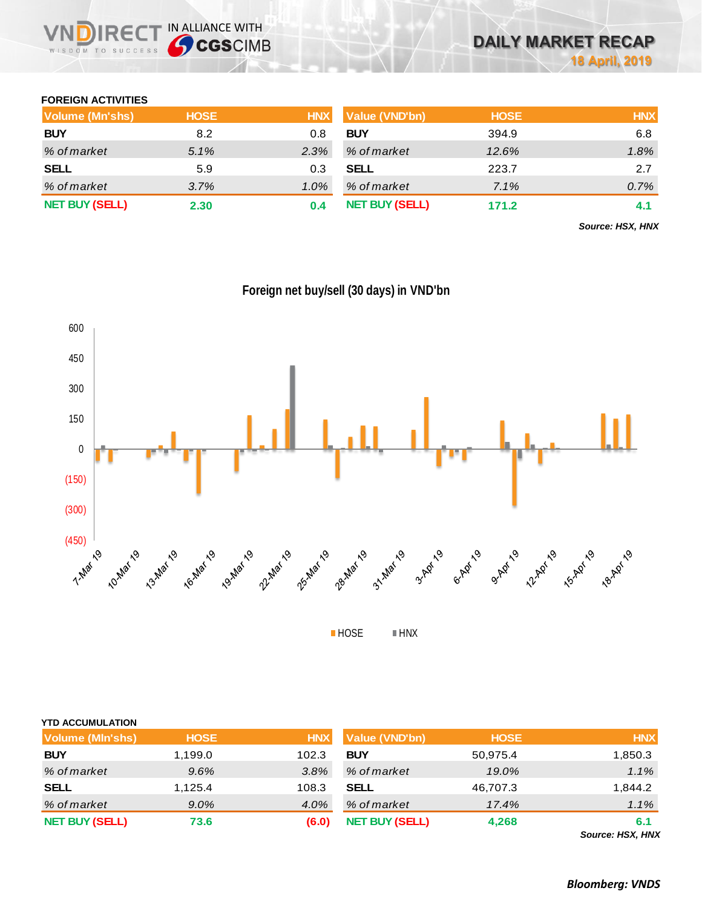## FOREIGN ACTIVITIES

| Volume (Mn'shs) | HOSE | HNX |
|---|---|---|
| **BUY** | 8.2 | 0.8 |
| *% of market* | *5.1%* | *2.3%* |
| **SELL** | 5.9 | 0.3 |
| *% of market* | *3.7%* | *1.0%* |
| **NET BUY (SELL)** | **2.30** | **0.4** |

| Value (VND'bn) | HOSE | HNX |
|---|---|---|
| **BUY** | 394.9 | 6.8 |
| *% of market* | *12.6%* | *1.8%* |
| **SELL** | 223.7 | 2.7 |
| *% of market* | *7.1%* | *0.7%* |
| **NET BUY (SELL)** | **171.2** | **4.1** |

***Source: HSX, HNX***

Foreign net buy/sell (30 days) in VND'bn

## YTD ACCUMULATION

| Volume (Mln'shs) | HOSE | HNX |
|---|---|---|
| **BUY** | 1,199.0 | 102.3 |
| *% of market* | *9.6%* | *3.8%* |
| **SELL** | 1,125.4 | 108.3 |
| *% of market* | *9.0%* | *4.0%* |
| **NET BUY (SELL)** | **73.6** | **(6.0)** |

| Value (VND'bn) | HOSE | HNX |
|---|---|---|
| **BUY** | 50,975.4 | 1,850.3 |
| *% of market* | *19.0%* | *1.1%* |
| **SELL** | 46,707.3 | 1,844.2 |
| *% of market* | *17.4%* | *1.1%* |
| **NET BUY (SELL)** | **4,268** | **6.1** |

***Source: HSX, HNX***

***Bloomberg: VNDS***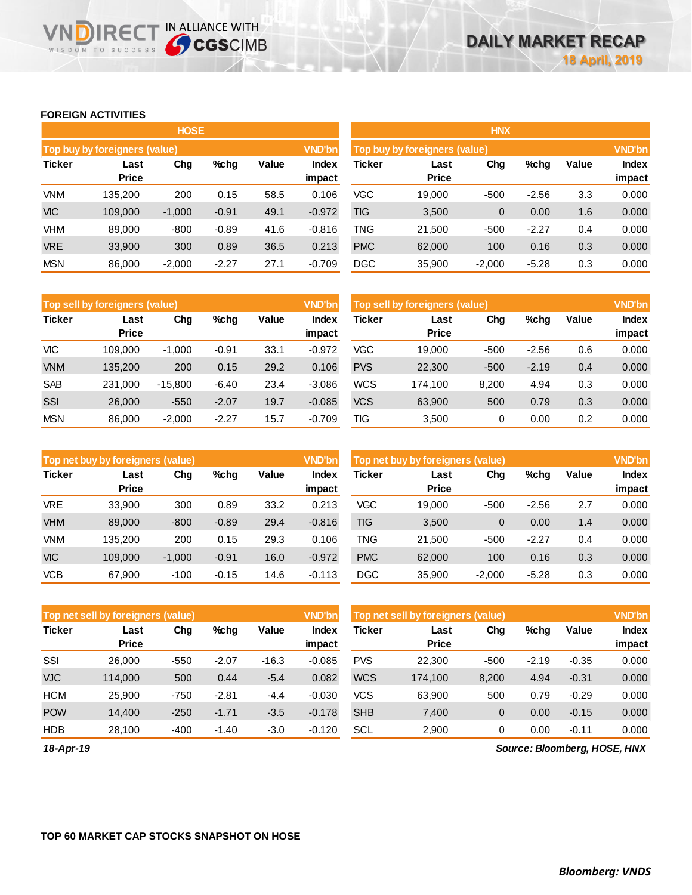## FOREIGN ACTIVITIES

### HOSE

| Top buy by foreigners (value) | | | | | VND'bn |
|---|---|---|---|---|---|
| Ticker | Last Price | Chg | %chg | Value | Index impact |
| VNM | 135,200 | 200 | 0.15 | 58.5 | 0.106 |
| VIC | 109,000 | -1,000 | -0.91 | 49.1 | -0.972 |
| VHM | 89,000 | -800 | -0.89 | 41.6 | -0.816 |
| VRE | 33,900 | 300 | 0.89 | 36.5 | 0.213 |
| MSN | 86,000 | -2,000 | -2.27 | 27.1 | -0.709 |

| Top sell by foreigners (value) | | | | | VND'bn |
|---|---|---|---|---|---|
| Ticker | Last Price | Chg | %chg | Value | Index impact |
| VIC | 109,000 | -1,000 | -0.91 | 33.1 | -0.972 |
| VNM | 135,200 | 200 | 0.15 | 29.2 | 0.106 |
| SAB | 231,000 | -15,800 | -6.40 | 23.4 | -3.086 |
| SSI | 26,000 | -550 | -2.07 | 19.7 | -0.085 |
| MSN | 86,000 | -2,000 | -2.27 | 15.7 | -0.709 |

| Top net buy by foreigners (value) | | | | | VND'bn |
|---|---|---|---|---|---|
| Ticker | Last Price | Chg | %chg | Value | Index impact |
| VRE | 33,900 | 300 | 0.89 | 33.2 | 0.213 |
| VHM | 89,000 | -800 | -0.89 | 29.4 | -0.816 |
| VNM | 135,200 | 200 | 0.15 | 29.3 | 0.106 |
| VIC | 109,000 | -1,000 | -0.91 | 16.0 | -0.972 |
| VCB | 67,900 | -100 | -0.15 | 14.6 | -0.113 |

| Top net sell by foreigners (value) | | | | | VND'bn |
|---|---|---|---|---|---|
| Ticker | Last Price | Chg | %chg | Value | Index impact |
| SSI | 26,000 | -550 | -2.07 | -16.3 | -0.085 |
| VJC | 114,000 | 500 | 0.44 | -5.4 | 0.082 |
| HCM | 25,900 | -750 | -2.81 | -4.4 | -0.030 |
| POW | 14,400 | -250 | -1.71 | -3.5 | -0.178 |
| HDB | 28,100 | -400 | -1.40 | -3.0 | -0.120 |

### HNX

| Top buy by foreigners (value) | | | | | VND'bn |
|---|---|---|---|---|---|
| Ticker | Last Price | Chg | %chg | Value | Index impact |
| VGC | 19,000 | -500 | -2.56 | 3.3 | 0.000 |
| TIG | 3,500 | 0 | 0.00 | 1.6 | 0.000 |
| TNG | 21,500 | -500 | -2.27 | 0.4 | 0.000 |
| PMC | 62,000 | 100 | 0.16 | 0.3 | 0.000 |
| DGC | 35,900 | -2,000 | -5.28 | 0.3 | 0.000 |

| Top sell by foreigners (value) | | | | | VND'bn |
|---|---|---|---|---|---|
| Ticker | Last Price | Chg | %chg | Value | Index impact |
| VGC | 19,000 | -500 | -2.56 | 0.6 | 0.000 |
| PVS | 22,300 | -500 | -2.19 | 0.4 | 0.000 |
| WCS | 174,100 | 8,200 | 4.94 | 0.3 | 0.000 |
| VCS | 63,900 | 500 | 0.79 | 0.3 | 0.000 |
| TIG | 3,500 | 0 | 0.00 | 0.2 | 0.000 |

| Top net buy by foreigners (value) | | | | | VND'bn |
|---|---|---|---|---|---|
| Ticker | Last Price | Chg | %chg | Value | Index impact |
| VGC | 19,000 | -500 | -2.56 | 2.7 | 0.000 |
| TIG | 3,500 | 0 | 0.00 | 1.4 | 0.000 |
| TNG | 21,500 | -500 | -2.27 | 0.4 | 0.000 |
| PMC | 62,000 | 100 | 0.16 | 0.3 | 0.000 |
| DGC | 35,900 | -2,000 | -5.28 | 0.3 | 0.000 |

| Top net sell by foreigners (value) | | | | | VND'bn |
|---|---|---|---|---|---|
| Ticker | Last Price | Chg | %chg | Value | Index impact |
| PVS | 22,300 | -500 | -2.19 | -0.35 | 0.000 |
| WCS | 174,100 | 8,200 | 4.94 | -0.31 | 0.000 |
| VCS | 63,900 | 500 | 0.79 | -0.29 | 0.000 |
| SHB | 7,400 | 0 | 0.00 | -0.15 | 0.000 |
| SCL | 2,900 | 0 | 0.00 | -0.11 | 0.000 |

*18-Apr-19*

***Source: Bloomberg, HOSE, HNX***

## TOP 60 MARKET CAP STOCKS SNAPSHOT ON HOSE

***Bloomberg: VNDS***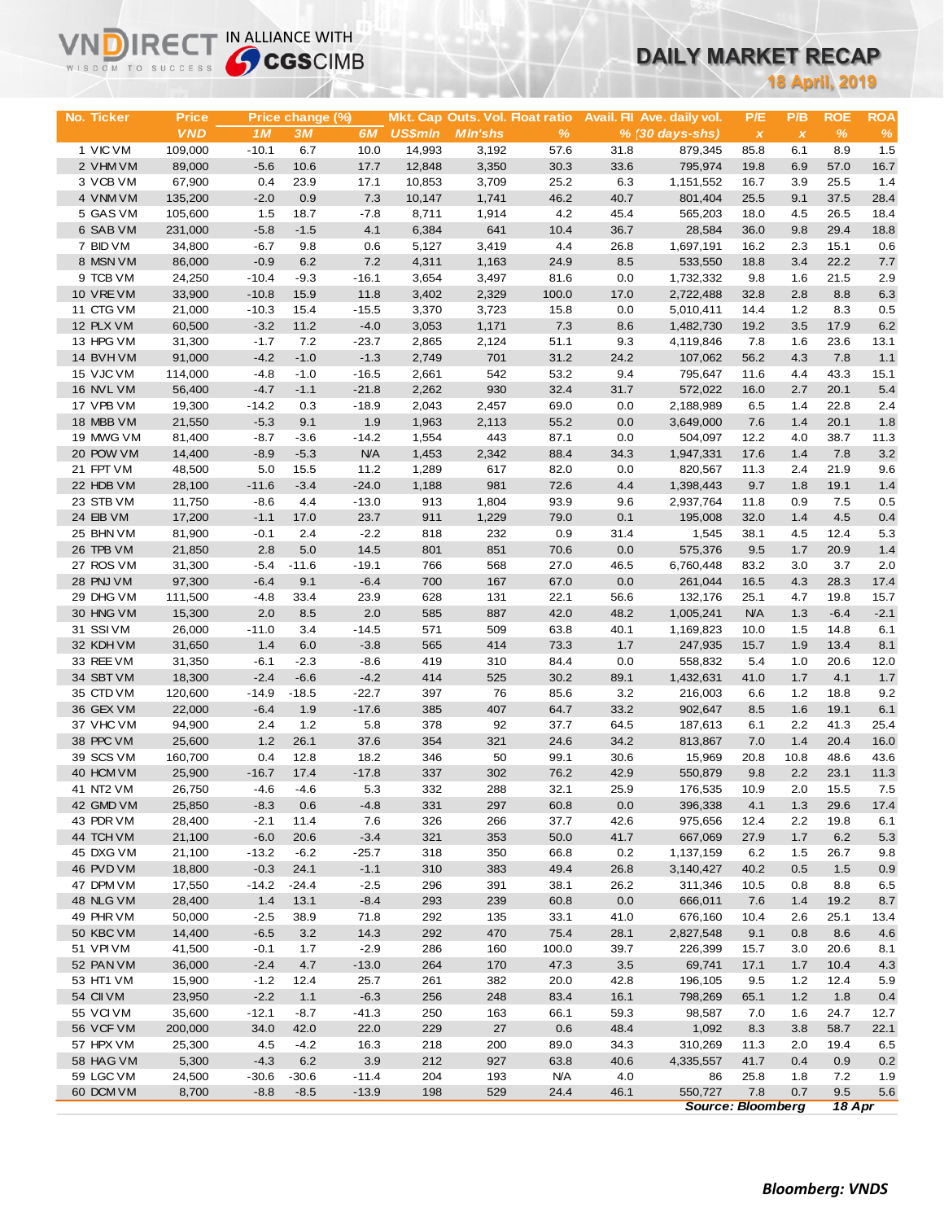# DAILY MARKET RECAP

**18 April, 2019**

| No. | Ticker | Price | Price change (%) | | | Mkt. Cap | Outs. Vol. | Float ratio | Avail. FII | Ave. daily vol. | P/E | P/B | ROE | ROA |
|---|---|---|---|---|---|---|---|---|---|---|---|---|---|---|
| | | VND | 1M | 3M | 6M | US$mln | Mln'shs | % | % | (30 days-shs) | x | x | % | % |
| 1 | VIC VM | 109,000 | -10.1 | 6.7 | 10.0 | 14,993 | 3,192 | 57.6 | 31.8 | 879,345 | 85.8 | 6.1 | 8.9 | 1.5 |
| 2 | VHM VM | 89,000 | -5.6 | 10.6 | 17.7 | 12,848 | 3,350 | 30.3 | 33.6 | 795,974 | 19.8 | 6.9 | 57.0 | 16.7 |
| 3 | VCB VM | 67,900 | 0.4 | 23.9 | 17.1 | 10,853 | 3,709 | 25.2 | 6.3 | 1,151,552 | 16.7 | 3.9 | 25.5 | 1.4 |
| 4 | VNM VM | 135,200 | -2.0 | 0.9 | 7.3 | 10,147 | 1,741 | 46.2 | 40.7 | 801,404 | 25.5 | 9.1 | 37.5 | 28.4 |
| 5 | GAS VM | 105,600 | 1.5 | 18.7 | -7.8 | 8,711 | 1,914 | 4.2 | 45.4 | 565,203 | 18.0 | 4.5 | 26.5 | 18.4 |
| 6 | SAB VM | 231,000 | -5.8 | -1.5 | 4.1 | 6,384 | 641 | 10.4 | 36.7 | 28,584 | 36.0 | 9.8 | 29.4 | 18.8 |
| 7 | BID VM | 34,800 | -6.7 | 9.8 | 0.6 | 5,127 | 3,419 | 4.4 | 26.8 | 1,697,191 | 16.2 | 2.3 | 15.1 | 0.6 |
| 8 | MSN VM | 86,000 | -0.9 | 6.2 | 7.2 | 4,311 | 1,163 | 24.9 | 8.5 | 533,550 | 18.8 | 3.4 | 22.2 | 7.7 |
| 9 | TCB VM | 24,250 | -10.4 | -9.3 | -16.1 | 3,654 | 3,497 | 81.6 | 0.0 | 1,732,332 | 9.8 | 1.6 | 21.5 | 2.9 |
| 10 | VRE VM | 33,900 | -10.8 | 15.9 | 11.8 | 3,402 | 2,329 | 100.0 | 17.0 | 2,722,488 | 32.8 | 2.8 | 8.8 | 6.3 |
| 11 | CTG VM | 21,000 | -10.3 | 15.4 | -15.5 | 3,370 | 3,723 | 15.8 | 0.0 | 5,010,411 | 14.4 | 1.2 | 8.3 | 0.5 |
| 12 | PLX VM | 60,500 | -3.2 | 11.2 | -4.0 | 3,053 | 1,171 | 7.3 | 8.6 | 1,482,730 | 19.2 | 3.5 | 17.9 | 6.2 |
| 13 | HPG VM | 31,300 | -1.7 | 7.2 | -23.7 | 2,865 | 2,124 | 51.1 | 9.3 | 4,119,846 | 7.8 | 1.6 | 23.6 | 13.1 |
| 14 | BVH VM | 91,000 | -4.2 | -1.0 | -1.3 | 2,749 | 701 | 31.2 | 24.2 | 107,062 | 56.2 | 4.3 | 7.8 | 1.1 |
| 15 | VJC VM | 114,000 | -4.8 | -1.0 | -16.5 | 2,661 | 542 | 53.2 | 9.4 | 795,647 | 11.6 | 4.4 | 43.3 | 15.1 |
| 16 | NVL VM | 56,400 | -4.7 | -1.1 | -21.8 | 2,262 | 930 | 32.4 | 31.7 | 572,022 | 16.0 | 2.7 | 20.1 | 5.4 |
| 17 | VPB VM | 19,300 | -14.2 | 0.3 | -18.9 | 2,043 | 2,457 | 69.0 | 0.0 | 2,188,989 | 6.5 | 1.4 | 22.8 | 2.4 |
| 18 | MBB VM | 21,550 | -5.3 | 9.1 | 1.9 | 1,963 | 2,113 | 55.2 | 0.0 | 3,649,000 | 7.6 | 1.4 | 20.1 | 1.8 |
| 19 | MWG VM | 81,400 | -8.7 | -3.6 | -14.2 | 1,554 | 443 | 87.1 | 0.0 | 504,097 | 12.2 | 4.0 | 38.7 | 11.3 |
| 20 | POW VM | 14,400 | -8.9 | -5.3 | N/A | 1,453 | 2,342 | 88.4 | 34.3 | 1,947,331 | 17.6 | 1.4 | 7.8 | 3.2 |
| 21 | FPT VM | 48,500 | 5.0 | 15.5 | 11.2 | 1,289 | 617 | 82.0 | 0.0 | 820,567 | 11.3 | 2.4 | 21.9 | 9.6 |
| 22 | HDB VM | 28,100 | -11.6 | -3.4 | -24.0 | 1,188 | 981 | 72.6 | 4.4 | 1,398,443 | 9.7 | 1.8 | 19.1 | 1.4 |
| 23 | STB VM | 11,750 | -8.6 | 4.4 | -13.0 | 913 | 1,804 | 93.9 | 9.6 | 2,937,764 | 11.8 | 0.9 | 7.5 | 0.5 |
| 24 | EIB VM | 17,200 | -1.1 | 17.0 | 23.7 | 911 | 1,229 | 79.0 | 0.1 | 195,008 | 32.0 | 1.4 | 4.5 | 0.4 |
| 25 | BHN VM | 81,900 | -0.1 | 2.4 | -2.2 | 818 | 232 | 0.9 | 31.4 | 1,545 | 38.1 | 4.5 | 12.4 | 5.3 |
| 26 | TPB VM | 21,850 | 2.8 | 5.0 | 14.5 | 801 | 851 | 70.6 | 0.0 | 575,376 | 9.5 | 1.7 | 20.9 | 1.4 |
| 27 | ROS VM | 31,300 | -5.4 | -11.6 | -19.1 | 766 | 568 | 27.0 | 46.5 | 6,760,448 | 83.2 | 3.0 | 3.7 | 2.0 |
| 28 | PNJ VM | 97,300 | -6.4 | 9.1 | -6.4 | 700 | 167 | 67.0 | 0.0 | 261,044 | 16.5 | 4.3 | 28.3 | 17.4 |
| 29 | DHG VM | 111,500 | -4.8 | 33.4 | 23.9 | 628 | 131 | 22.1 | 56.6 | 132,176 | 25.1 | 4.7 | 19.8 | 15.7 |
| 30 | HNG VM | 15,300 | 2.0 | 8.5 | 2.0 | 585 | 887 | 42.0 | 48.2 | 1,005,241 | N/A | 1.3 | -6.4 | -2.1 |
| 31 | SSI VM | 26,000 | -11.0 | 3.4 | -14.5 | 571 | 509 | 63.8 | 40.1 | 1,169,823 | 10.0 | 1.5 | 14.8 | 6.1 |
| 32 | KDH VM | 31,650 | 1.4 | 6.0 | -3.8 | 565 | 414 | 73.3 | 1.7 | 247,935 | 15.7 | 1.9 | 13.4 | 8.1 |
| 33 | REE VM | 31,350 | -6.1 | -2.3 | -8.6 | 419 | 310 | 84.4 | 0.0 | 558,832 | 5.4 | 1.0 | 20.6 | 12.0 |
| 34 | SBT VM | 18,300 | -2.4 | -6.6 | -4.2 | 414 | 525 | 30.2 | 89.1 | 1,432,631 | 41.0 | 1.7 | 4.1 | 1.7 |
| 35 | CTD VM | 120,600 | -14.9 | -18.5 | -22.7 | 397 | 76 | 85.6 | 3.2 | 216,003 | 6.6 | 1.2 | 18.8 | 9.2 |
| 36 | GEX VM | 22,000 | -6.4 | 1.9 | -17.6 | 385 | 407 | 64.7 | 33.2 | 902,647 | 8.5 | 1.6 | 19.1 | 6.1 |
| 37 | VHC VM | 94,900 | 2.4 | 1.2 | 5.8 | 378 | 92 | 37.7 | 64.5 | 187,613 | 6.1 | 2.2 | 41.3 | 25.4 |
| 38 | PPC VM | 25,600 | 1.2 | 26.1 | 37.6 | 354 | 321 | 24.6 | 34.2 | 813,867 | 7.0 | 1.4 | 20.4 | 16.0 |
| 39 | SCS VM | 160,700 | 0.4 | 12.8 | 18.2 | 346 | 50 | 99.1 | 30.6 | 15,969 | 20.8 | 10.8 | 48.6 | 43.6 |
| 40 | HCM VM | 25,900 | -16.7 | 17.4 | -17.8 | 337 | 302 | 76.2 | 42.9 | 550,879 | 9.8 | 2.2 | 23.1 | 11.3 |
| 41 | NT2 VM | 26,750 | -4.6 | -4.6 | 5.3 | 332 | 288 | 32.1 | 25.9 | 176,535 | 10.9 | 2.0 | 15.5 | 7.5 |
| 42 | GMD VM | 25,850 | -8.3 | 0.6 | -4.8 | 331 | 297 | 60.8 | 0.0 | 396,338 | 4.1 | 1.3 | 29.6 | 17.4 |
| 43 | PDR VM | 28,400 | -2.1 | 11.4 | 7.6 | 326 | 266 | 37.7 | 42.6 | 975,656 | 12.4 | 2.2 | 19.8 | 6.1 |
| 44 | TCH VM | 21,100 | -6.0 | 20.6 | -3.4 | 321 | 353 | 50.0 | 41.7 | 667,069 | 27.9 | 1.7 | 6.2 | 5.3 |
| 45 | DXG VM | 21,100 | -13.2 | -6.2 | -25.7 | 318 | 350 | 66.8 | 0.2 | 1,137,159 | 6.2 | 1.5 | 26.7 | 9.8 |
| 46 | PVD VM | 18,800 | -0.3 | 24.1 | -1.1 | 310 | 383 | 49.4 | 26.8 | 3,140,427 | 40.2 | 0.5 | 1.5 | 0.9 |
| 47 | DPM VM | 17,550 | -14.2 | -24.4 | -2.5 | 296 | 391 | 38.1 | 26.2 | 311,346 | 10.5 | 0.8 | 8.8 | 6.5 |
| 48 | NLG VM | 28,400 | 1.4 | 13.1 | -8.4 | 293 | 239 | 60.8 | 0.0 | 666,011 | 7.6 | 1.4 | 19.2 | 8.7 |
| 49 | PHR VM | 50,000 | -2.5 | 38.9 | 71.8 | 292 | 135 | 33.1 | 41.0 | 676,160 | 10.4 | 2.6 | 25.1 | 13.4 |
| 50 | KBC VM | 14,400 | -6.5 | 3.2 | 14.3 | 292 | 470 | 75.4 | 28.1 | 2,827,548 | 9.1 | 0.8 | 8.6 | 4.6 |
| 51 | VPI VM | 41,500 | -0.1 | 1.7 | -2.9 | 286 | 160 | 100.0 | 39.7 | 226,399 | 15.7 | 3.0 | 20.6 | 8.1 |
| 52 | PAN VM | 36,000 | -2.4 | 4.7 | -13.0 | 264 | 170 | 47.3 | 3.5 | 69,741 | 17.1 | 1.7 | 10.4 | 4.3 |
| 53 | HT1 VM | 15,900 | -1.2 | 12.4 | 25.7 | 261 | 382 | 20.0 | 42.8 | 196,105 | 9.5 | 1.2 | 12.4 | 5.9 |
| 54 | CII VM | 23,950 | -2.2 | 1.1 | -6.3 | 256 | 248 | 83.4 | 16.1 | 798,269 | 65.1 | 1.2 | 1.8 | 0.4 |
| 55 | VCI VM | 35,600 | -12.1 | -8.7 | -41.3 | 250 | 163 | 66.1 | 59.3 | 98,587 | 7.0 | 1.6 | 24.7 | 12.7 |
| 56 | VCF VM | 200,000 | 34.0 | 42.0 | 22.0 | 229 | 27 | 0.6 | 48.4 | 1,092 | 8.3 | 3.8 | 58.7 | 22.1 |
| 57 | HPX VM | 25,300 | 4.5 | -4.2 | 16.3 | 218 | 200 | 89.0 | 34.3 | 310,269 | 11.3 | 2.0 | 19.4 | 6.5 |
| 58 | HAG VM | 5,300 | -4.3 | 6.2 | 3.9 | 212 | 927 | 63.8 | 40.6 | 4,335,557 | 41.7 | 0.4 | 0.9 | 0.2 |
| 59 | LGC VM | 24,500 | -30.6 | -30.6 | -11.4 | 204 | 193 | N/A | 4.0 | 86 | 25.8 | 1.8 | 7.2 | 1.9 |
| 60 | DCM VM | 8,700 | -8.8 | -8.5 | -13.9 | 198 | 529 | 24.4 | 46.1 | 550,727 | 7.8 | 0.7 | 9.5 | 5.6 |

*Source: Bloomberg* **18 Apr**

***Bloomberg: VNDS***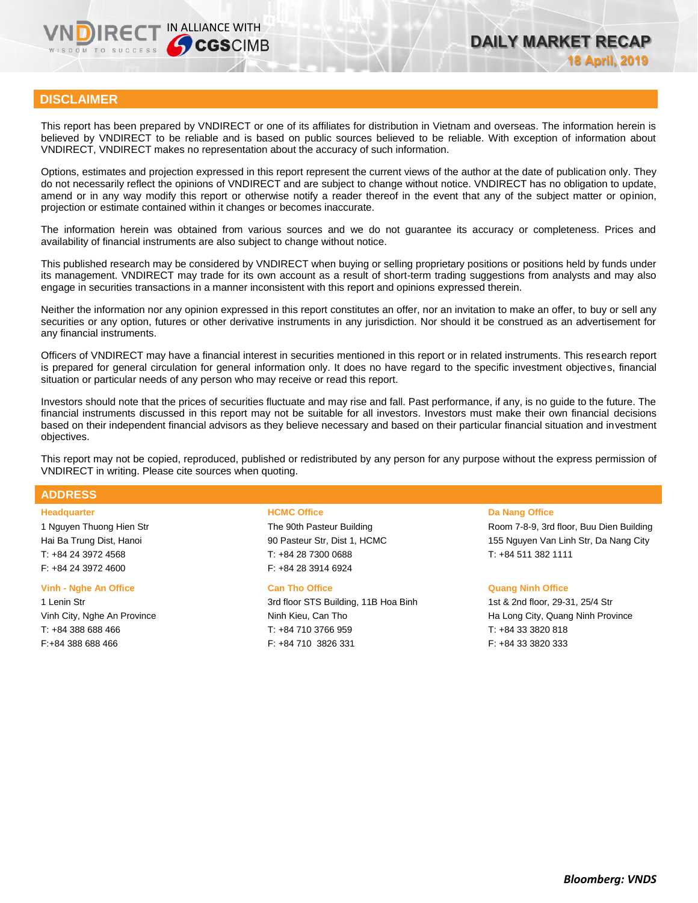## DISCLAIMER

This report has been prepared by VNDIRECT or one of its affiliates for distribution in Vietnam and overseas. The information herein is believed by VNDIRECT to be reliable and is based on public sources believed to be reliable. With exception of information about VNDIRECT, VNDIRECT makes no representation about the accuracy of such information.

Options, estimates and projection expressed in this report represent the current views of the author at the date of publication only. They do not necessarily reflect the opinions of VNDIRECT and are subject to change without notice. VNDIRECT has no obligation to update, amend or in any way modify this report or otherwise notify a reader thereof in the event that any of the subject matter or opinion, projection or estimate contained within it changes or becomes inaccurate.

The information herein was obtained from various sources and we do not guarantee its accuracy or completeness. Prices and availability of financial instruments are also subject to change without notice.

This published research may be considered by VNDIRECT when buying or selling proprietary positions or positions held by funds under its management. VNDIRECT may trade for its own account as a result of short-term trading suggestions from analysts and may also engage in securities transactions in a manner inconsistent with this report and opinions expressed therein.

Neither the information nor any opinion expressed in this report constitutes an offer, nor an invitation to make an offer, to buy or sell any securities or any option, futures or other derivative instruments in any jurisdiction. Nor should it be construed as an advertisement for any financial instruments.

Officers of VNDIRECT may have a financial interest in securities mentioned in this report or in related instruments. This research report is prepared for general circulation for general information only. It does no have regard to the specific investment objectives, financial situation or particular needs of any person who may receive or read this report.

Investors should note that the prices of securities fluctuate and may rise and fall. Past performance, if any, is no guide to the future. The financial instruments discussed in this report may not be suitable for all investors. Investors must make their own financial decisions based on their independent financial advisors as they believe necessary and based on their particular financial situation and investment objectives.

This report may not be copied, reproduced, published or redistributed by any person for any purpose without the express permission of VNDIRECT in writing. Please cite sources when quoting.

## ADDRESS

**Headquarter**
1 Nguyen Thuong Hien Str
Hai Ba Trung Dist, Hanoi
T: +84 24 3972 4568
F: +84 24 3972 4600

**HCMC Office**
The 90th Pasteur Building
90 Pasteur Str, Dist 1, HCMC
T: +84 28 7300 0688
F: +84 28 3914 6924

**Da Nang Office**
Room 7-8-9, 3rd floor, Buu Dien Building
155 Nguyen Van Linh Str, Da Nang City
T: +84 511 382 1111

**Vinh - Nghe An Office**
1 Lenin Str
Vinh City, Nghe An Province
T: +84 388 688 466
F:+84 388 688 466

**Can Tho Office**
3rd floor STS Building, 11B Hoa Binh
Ninh Kieu, Can Tho
T: +84 710 3766 959
F: +84 710 3826 331

**Quang Ninh Office**
1st & 2nd floor, 29-31, 25/4 Str
Ha Long City, Quang Ninh Province
T: +84 33 3820 818
F: +84 33 3820 333

***Bloomberg: VNDS***